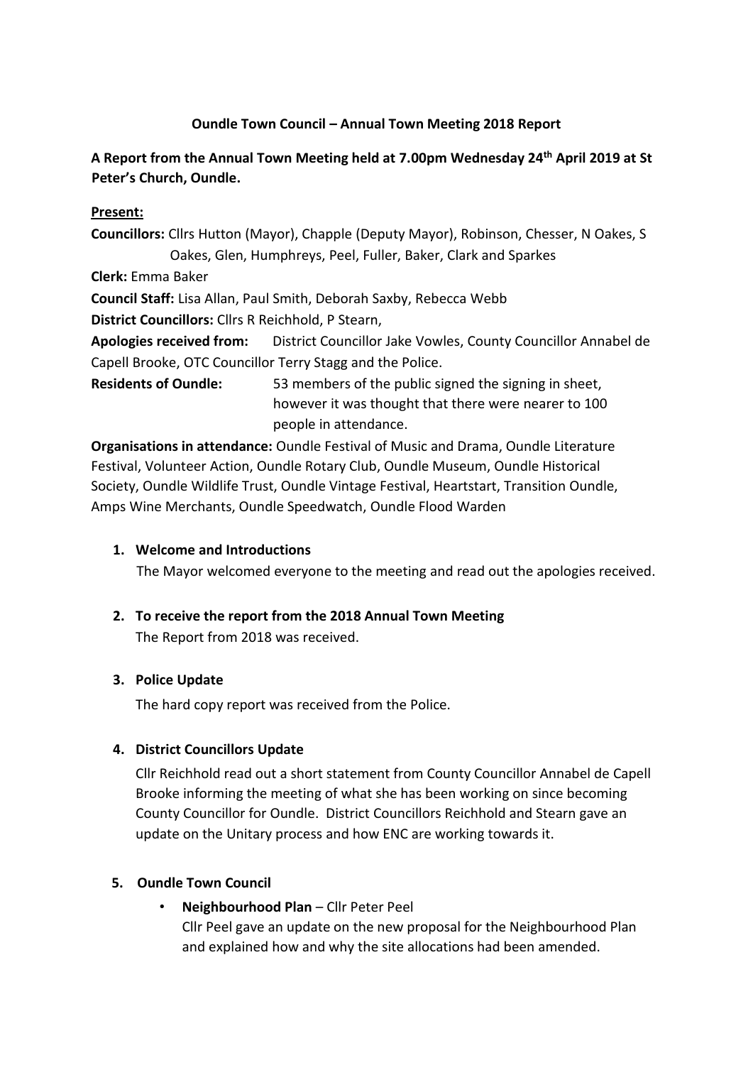**Oundle Town Council – Annual Town Meeting 2018 Report**

**A Report from the Annual Town Meeting held at 7.00pm Wednesday 24th April 2019 at St Peter's Church, Oundle.**

**Present:**

**Councillors:** Cllrs Hutton (Mayor), Chapple (Deputy Mayor), Robinson, Chesser, N Oakes, S Oakes, Glen, Humphreys, Peel, Fuller, Baker, Clark and Sparkes

**Clerk:** Emma Baker

**Council Staff:** Lisa Allan, Paul Smith, Deborah Saxby, Rebecca Webb

**District Councillors:** Cllrs R Reichhold, P Stearn,

**Apologies received from:** District Councillor Jake Vowles, County Councillor Annabel de Capell Brooke, OTC Councillor Terry Stagg and the Police.

**Residents of Oundle:** 53 members of the public signed the signing in sheet, however it was thought that there were nearer to 100 people in attendance.

**Organisations in attendance:** Oundle Festival of Music and Drama, Oundle Literature Festival, Volunteer Action, Oundle Rotary Club, Oundle Museum, Oundle Historical Society, Oundle Wildlife Trust, Oundle Vintage Festival, Heartstart, Transition Oundle, Amps Wine Merchants, Oundle Speedwatch, Oundle Flood Warden

1. **Welcome and Introductions**

   The Mayor welcomed everyone to the meeting and read out the apologies received.

2. **To receive the report from the 2018 Annual Town Meeting**

   The Report from 2018 was received.

3. **Police Update**

   The hard copy report was received from the Police.

4. **District Councillors Update**

   Cllr Reichhold read out a short statement from County Councillor Annabel de Capell Brooke informing the meeting of what she has been working on since becoming County Councillor for Oundle. District Councillors Reichhold and Stearn gave an update on the Unitary process and how ENC are working towards it.

5. **Oundle Town Council**

   - **Neighbourhood Plan** – Cllr Peter Peel

     Cllr Peel gave an update on the new proposal for the Neighbourhood Plan and explained how and why the site allocations had been amended.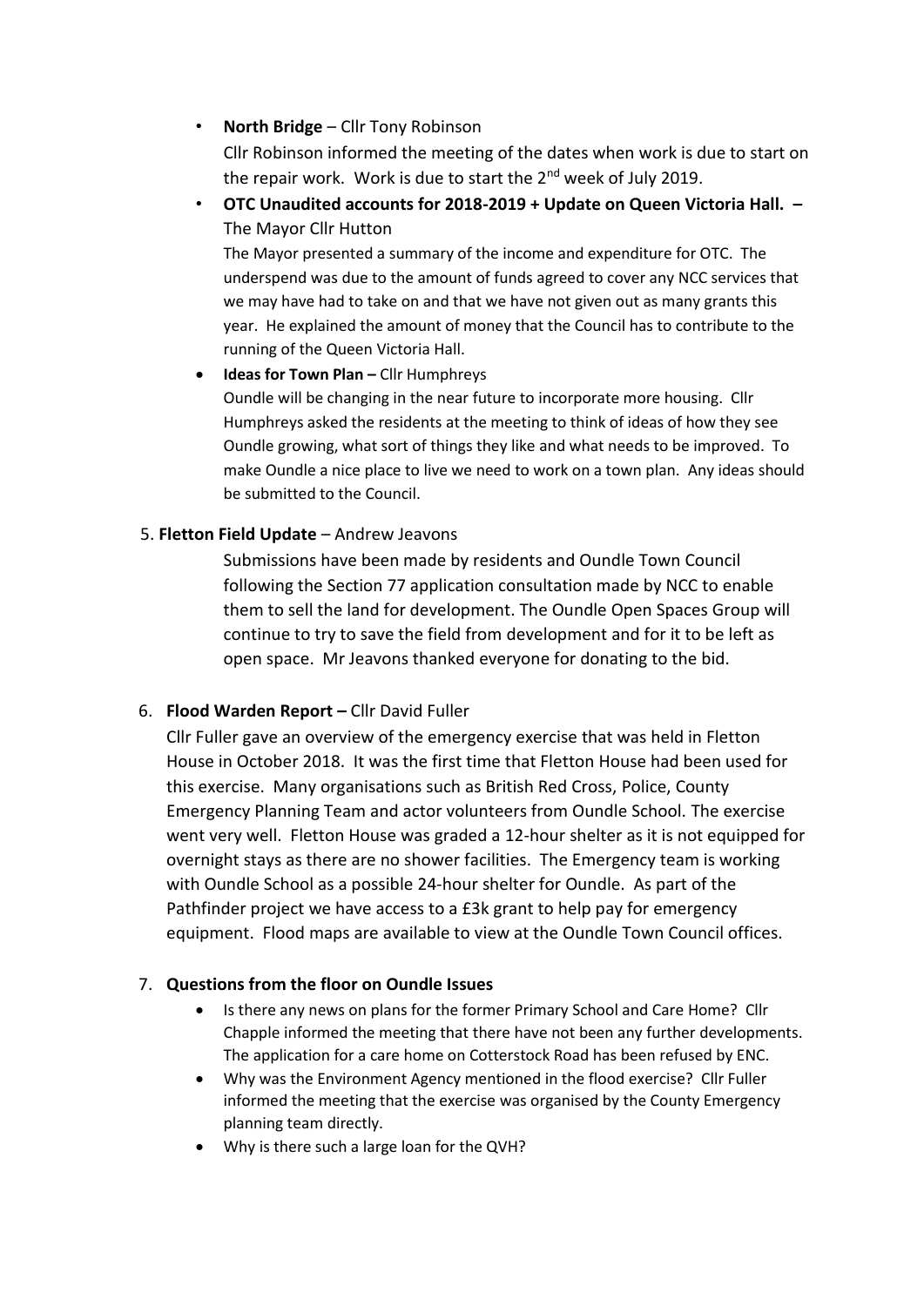- **North Bridge** – Cllr Tony Robinson

  Cllr Robinson informed the meeting of the dates when work is due to start on the repair work. Work is due to start the 2nd week of July 2019.

- **OTC Unaudited accounts for 2018-2019 + Update on Queen Victoria Hall. –** The Mayor Cllr Hutton

  The Mayor presented a summary of the income and expenditure for OTC. The underspend was due to the amount of funds agreed to cover any NCC services that we may have had to take on and that we have not given out as many grants this year. He explained the amount of money that the Council has to contribute to the running of the Queen Victoria Hall.

- **Ideas for Town Plan –** Cllr Humphreys

  Oundle will be changing in the near future to incorporate more housing. Cllr Humphreys asked the residents at the meeting to think of ideas of how they see Oundle growing, what sort of things they like and what needs to be improved. To make Oundle a nice place to live we need to work on a town plan. Any ideas should be submitted to the Council.

5. **Fletton Field Update** – Andrew Jeavons

   Submissions have been made by residents and Oundle Town Council following the Section 77 application consultation made by NCC to enable them to sell the land for development. The Oundle Open Spaces Group will continue to try to save the field from development and for it to be left as open space. Mr Jeavons thanked everyone for donating to the bid.

6. **Flood Warden Report –** Cllr David Fuller

   Cllr Fuller gave an overview of the emergency exercise that was held in Fletton House in October 2018. It was the first time that Fletton House had been used for this exercise. Many organisations such as British Red Cross, Police, County Emergency Planning Team and actor volunteers from Oundle School. The exercise went very well. Fletton House was graded a 12-hour shelter as it is not equipped for overnight stays as there are no shower facilities. The Emergency team is working with Oundle School as a possible 24-hour shelter for Oundle. As part of the Pathfinder project we have access to a £3k grant to help pay for emergency equipment. Flood maps are available to view at the Oundle Town Council offices.

7. **Questions from the floor on Oundle Issues**

   - Is there any news on plans for the former Primary School and Care Home? Cllr Chapple informed the meeting that there have not been any further developments. The application for a care home on Cotterstock Road has been refused by ENC.
   - Why was the Environment Agency mentioned in the flood exercise? Cllr Fuller informed the meeting that the exercise was organised by the County Emergency planning team directly.
   - Why is there such a large loan for the QVH?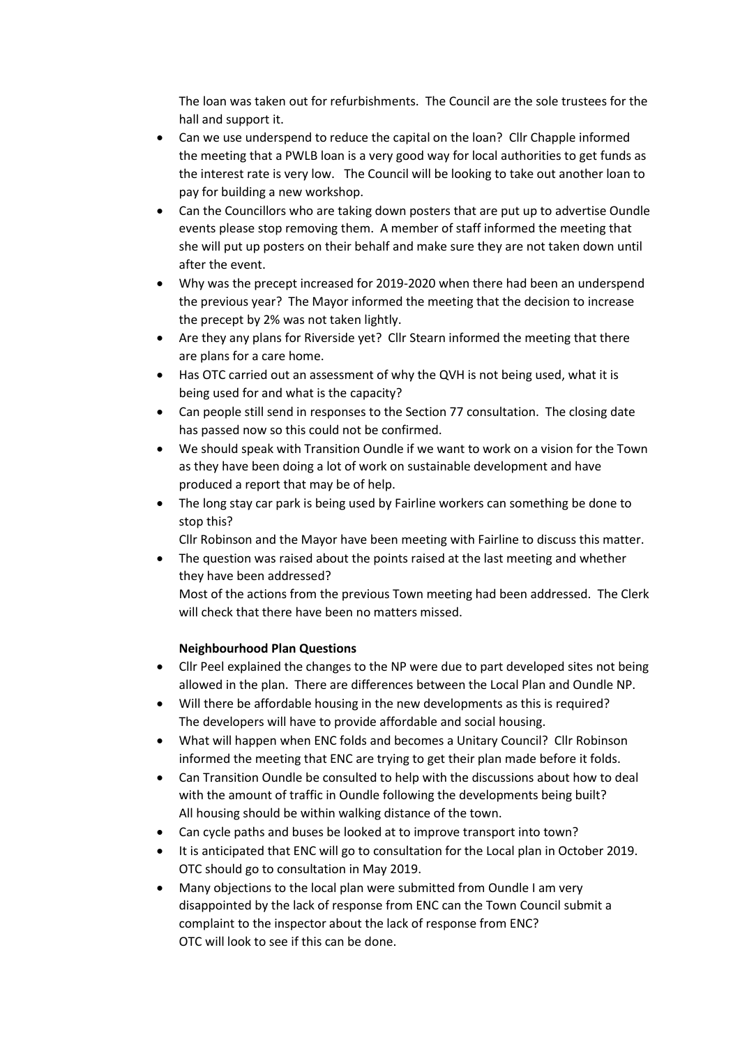The loan was taken out for refurbishments. The Council are the sole trustees for the hall and support it.

- Can we use underspend to reduce the capital on the loan? Cllr Chapple informed the meeting that a PWLB loan is a very good way for local authorities to get funds as the interest rate is very low. The Council will be looking to take out another loan to pay for building a new workshop.
- Can the Councillors who are taking down posters that are put up to advertise Oundle events please stop removing them. A member of staff informed the meeting that she will put up posters on their behalf and make sure they are not taken down until after the event.
- Why was the precept increased for 2019-2020 when there had been an underspend the previous year? The Mayor informed the meeting that the decision to increase the precept by 2% was not taken lightly.
- Are they any plans for Riverside yet? Cllr Stearn informed the meeting that there are plans for a care home.
- Has OTC carried out an assessment of why the QVH is not being used, what it is being used for and what is the capacity?
- Can people still send in responses to the Section 77 consultation. The closing date has passed now so this could not be confirmed.
- We should speak with Transition Oundle if we want to work on a vision for the Town as they have been doing a lot of work on sustainable development and have produced a report that may be of help.
- The long stay car park is being used by Fairline workers can something be done to stop this?
  Cllr Robinson and the Mayor have been meeting with Fairline to discuss this matter.
- The question was raised about the points raised at the last meeting and whether they have been addressed?
  Most of the actions from the previous Town meeting had been addressed. The Clerk will check that there have been no matters missed.

**Neighbourhood Plan Questions**

- Cllr Peel explained the changes to the NP were due to part developed sites not being allowed in the plan. There are differences between the Local Plan and Oundle NP.
- Will there be affordable housing in the new developments as this is required? The developers will have to provide affordable and social housing.
- What will happen when ENC folds and becomes a Unitary Council? Cllr Robinson informed the meeting that ENC are trying to get their plan made before it folds.
- Can Transition Oundle be consulted to help with the discussions about how to deal with the amount of traffic in Oundle following the developments being built? All housing should be within walking distance of the town.
- Can cycle paths and buses be looked at to improve transport into town?
- It is anticipated that ENC will go to consultation for the Local plan in October 2019. OTC should go to consultation in May 2019.
- Many objections to the local plan were submitted from Oundle I am very disappointed by the lack of response from ENC can the Town Council submit a complaint to the inspector about the lack of response from ENC?
  OTC will look to see if this can be done.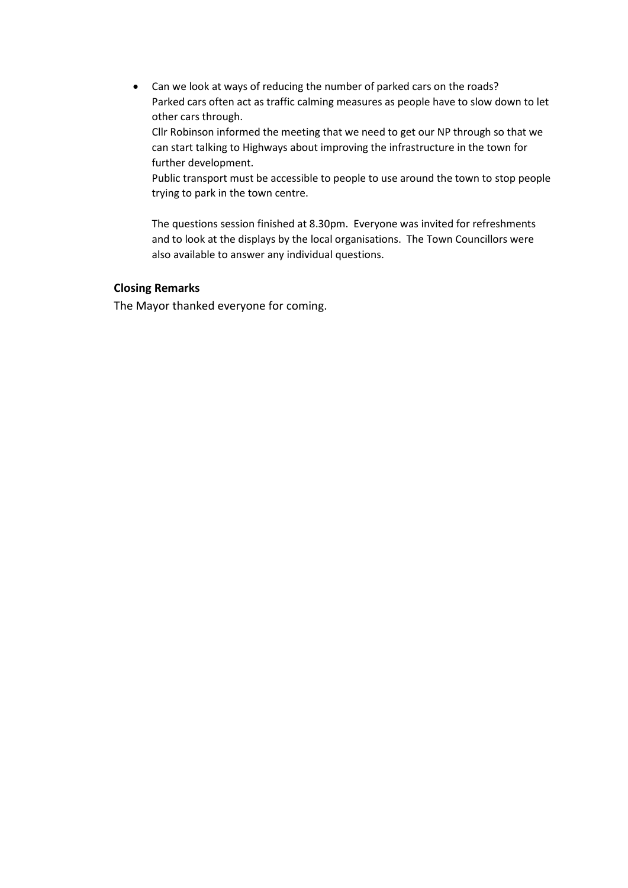- Can we look at ways of reducing the number of parked cars on the roads?
  Parked cars often act as traffic calming measures as people have to slow down to let other cars through.
  Cllr Robinson informed the meeting that we need to get our NP through so that we can start talking to Highways about improving the infrastructure in the town for further development.
  Public transport must be accessible to people to use around the town to stop people trying to park in the town centre.

  The questions session finished at 8.30pm. Everyone was invited for refreshments and to look at the displays by the local organisations. The Town Councillors were also available to answer any individual questions.

**Closing Remarks**

The Mayor thanked everyone for coming.